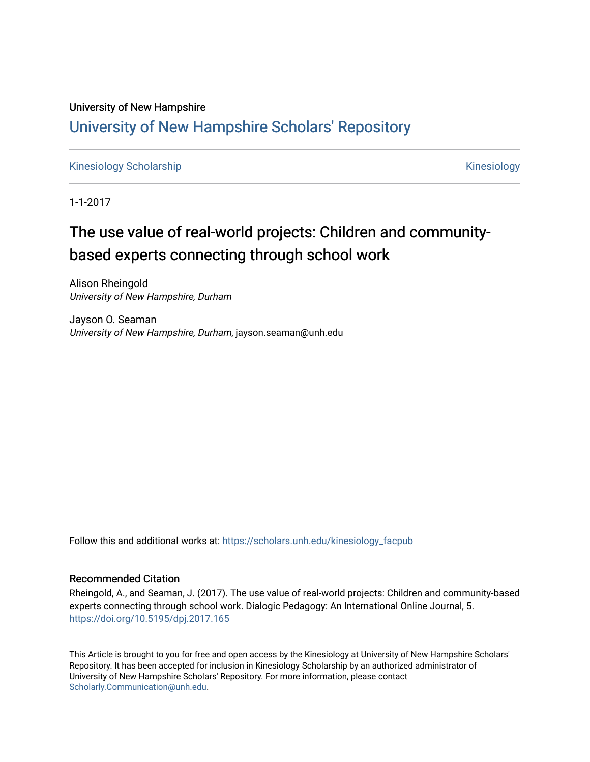University of New Hampshire

# University of New Hampshire Scholars' Repository

Kinesiology Scholarship　　　　　　　　　　　　　　　　　　　　　　　　　　Kinesiology

1-1-2017

## The use value of real-world projects: Children and community-based experts connecting through school work

Alison Rheingold
*University of New Hampshire, Durham*

Jayson O. Seaman
*University of New Hampshire, Durham*, jayson.seaman@unh.edu

Follow this and additional works at: https://scholars.unh.edu/kinesiology_facpub

### Recommended Citation

Rheingold, A., and Seaman, J. (2017). The use value of real-world projects: Children and community-based experts connecting through school work. Dialogic Pedagogy: An International Online Journal, 5. https://doi.org/10.5195/dpj.2017.165

This Article is brought to you for free and open access by the Kinesiology at University of New Hampshire Scholars' Repository. It has been accepted for inclusion in Kinesiology Scholarship by an authorized administrator of University of New Hampshire Scholars' Repository. For more information, please contact Scholarly.Communication@unh.edu.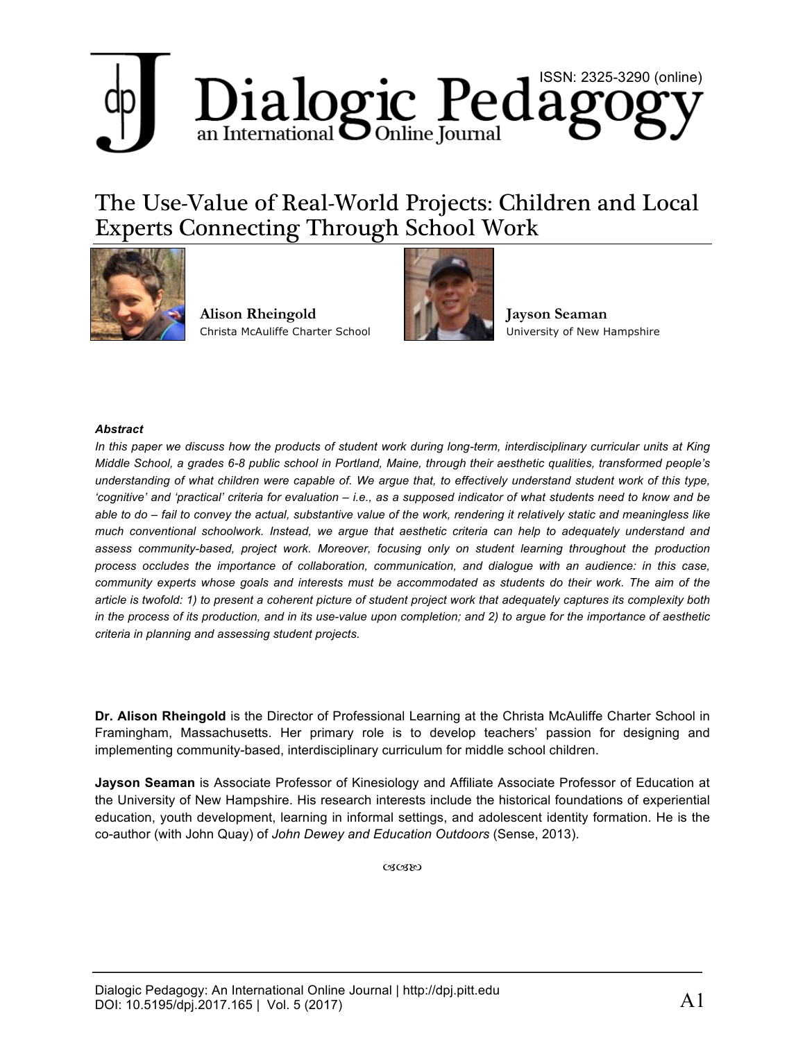# The Use-Value of Real-World Projects: Children and Local Experts Connecting Through School Work

**Alison Rheingold**
Christa McAuliffe Charter School

**Jayson Seaman**
University of New Hampshire

***Abstract***

*In this paper we discuss how the products of student work during long-term, interdisciplinary curricular units at King Middle School, a grades 6-8 public school in Portland, Maine, through their aesthetic qualities, transformed people's understanding of what children were capable of. We argue that, to effectively understand student work of this type, 'cognitive' and 'practical' criteria for evaluation – i.e., as a supposed indicator of what students need to know and be able to do – fail to convey the actual, substantive value of the work, rendering it relatively static and meaningless like much conventional schoolwork. Instead, we argue that aesthetic criteria can help to adequately understand and assess community-based, project work. Moreover, focusing only on student learning throughout the production process occludes the importance of collaboration, communication, and dialogue with an audience: in this case, community experts whose goals and interests must be accommodated as students do their work. The aim of the article is twofold: 1) to present a coherent picture of student project work that adequately captures its complexity both in the process of its production, and in its use-value upon completion; and 2) to argue for the importance of aesthetic criteria in planning and assessing student projects.*

**Dr. Alison Rheingold** is the Director of Professional Learning at the Christa McAuliffe Charter School in Framingham, Massachusetts. Her primary role is to develop teachers' passion for designing and implementing community-based, interdisciplinary curriculum for middle school children.

**Jayson Seaman** is Associate Professor of Kinesiology and Affiliate Associate Professor of Education at the University of New Hampshire. His research interests include the historical foundations of experiential education, youth development, learning in informal settings, and adolescent identity formation. He is the co-author (with John Quay) of *John Dewey and Education Outdoors* (Sense, 2013).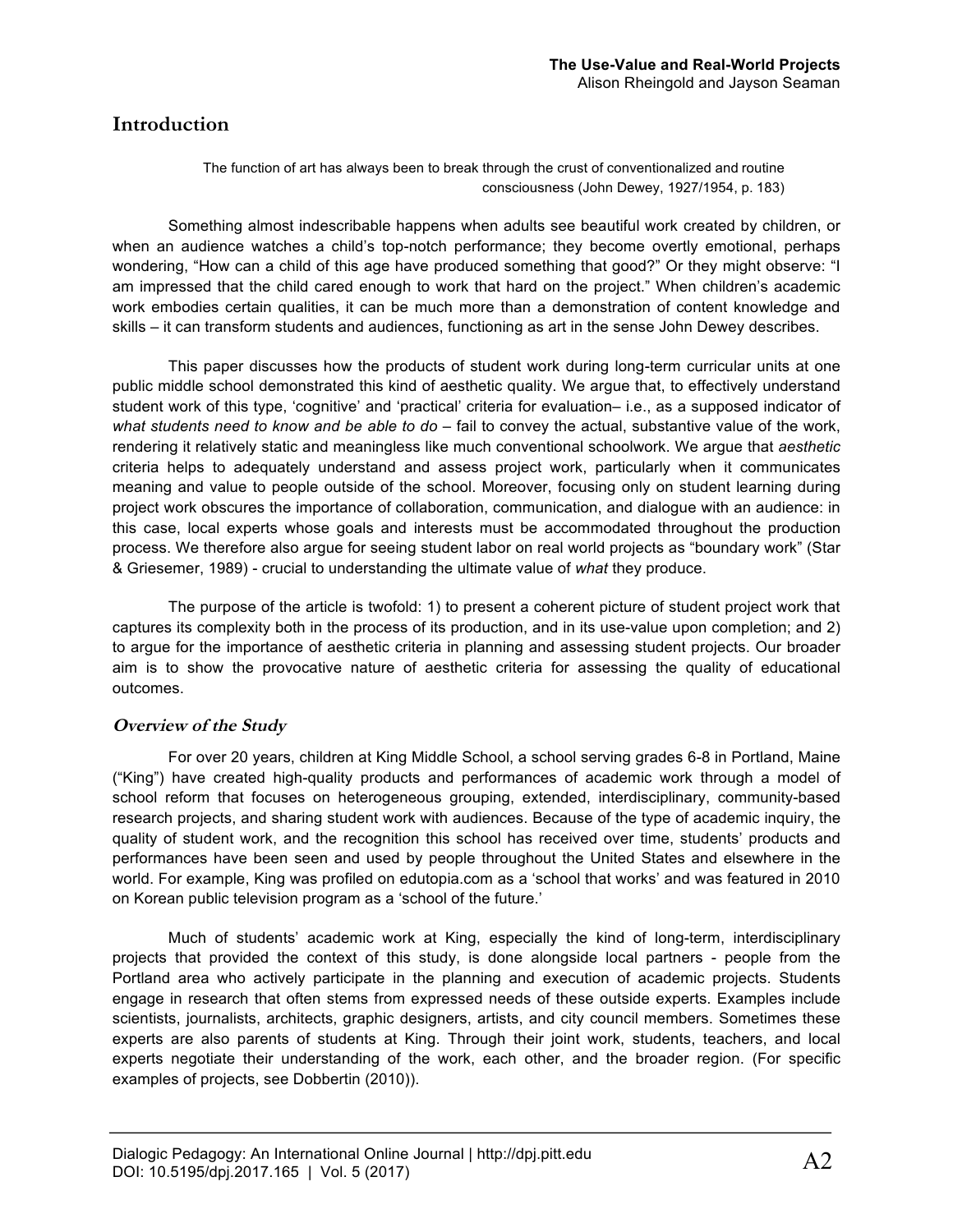## Introduction

> The function of art has always been to break through the crust of conventionalized and routine consciousness (John Dewey, 1927/1954, p. 183)

Something almost indescribable happens when adults see beautiful work created by children, or when an audience watches a child's top-notch performance; they become overtly emotional, perhaps wondering, "How can a child of this age have produced something that good?" Or they might observe: "I am impressed that the child cared enough to work that hard on the project." When children's academic work embodies certain qualities, it can be much more than a demonstration of content knowledge and skills – it can transform students and audiences, functioning as art in the sense John Dewey describes.

This paper discusses how the products of student work during long-term curricular units at one public middle school demonstrated this kind of aesthetic quality. We argue that, to effectively understand student work of this type, 'cognitive' and 'practical' criteria for evaluation– i.e., as a supposed indicator of *what students need to know and be able to do* – fail to convey the actual, substantive value of the work, rendering it relatively static and meaningless like much conventional schoolwork. We argue that *aesthetic* criteria helps to adequately understand and assess project work, particularly when it communicates meaning and value to people outside of the school. Moreover, focusing only on student learning during project work obscures the importance of collaboration, communication, and dialogue with an audience: in this case, local experts whose goals and interests must be accommodated throughout the production process. We therefore also argue for seeing student labor on real world projects as "boundary work" (Star & Griesemer, 1989) - crucial to understanding the ultimate value of *what* they produce.

The purpose of the article is twofold: 1) to present a coherent picture of student project work that captures its complexity both in the process of its production, and in its use-value upon completion; and 2) to argue for the importance of aesthetic criteria in planning and assessing student projects. Our broader aim is to show the provocative nature of aesthetic criteria for assessing the quality of educational outcomes.

### *Overview of the Study*

For over 20 years, children at King Middle School, a school serving grades 6-8 in Portland, Maine ("King") have created high-quality products and performances of academic work through a model of school reform that focuses on heterogeneous grouping, extended, interdisciplinary, community-based research projects, and sharing student work with audiences. Because of the type of academic inquiry, the quality of student work, and the recognition this school has received over time, students' products and performances have been seen and used by people throughout the United States and elsewhere in the world. For example, King was profiled on edutopia.com as a 'school that works' and was featured in 2010 on Korean public television program as a 'school of the future.'

Much of students' academic work at King, especially the kind of long-term, interdisciplinary projects that provided the context of this study, is done alongside local partners - people from the Portland area who actively participate in the planning and execution of academic projects. Students engage in research that often stems from expressed needs of these outside experts. Examples include scientists, journalists, architects, graphic designers, artists, and city council members. Sometimes these experts are also parents of students at King. Through their joint work, students, teachers, and local experts negotiate their understanding of the work, each other, and the broader region. (For specific examples of projects, see Dobbertin (2010)).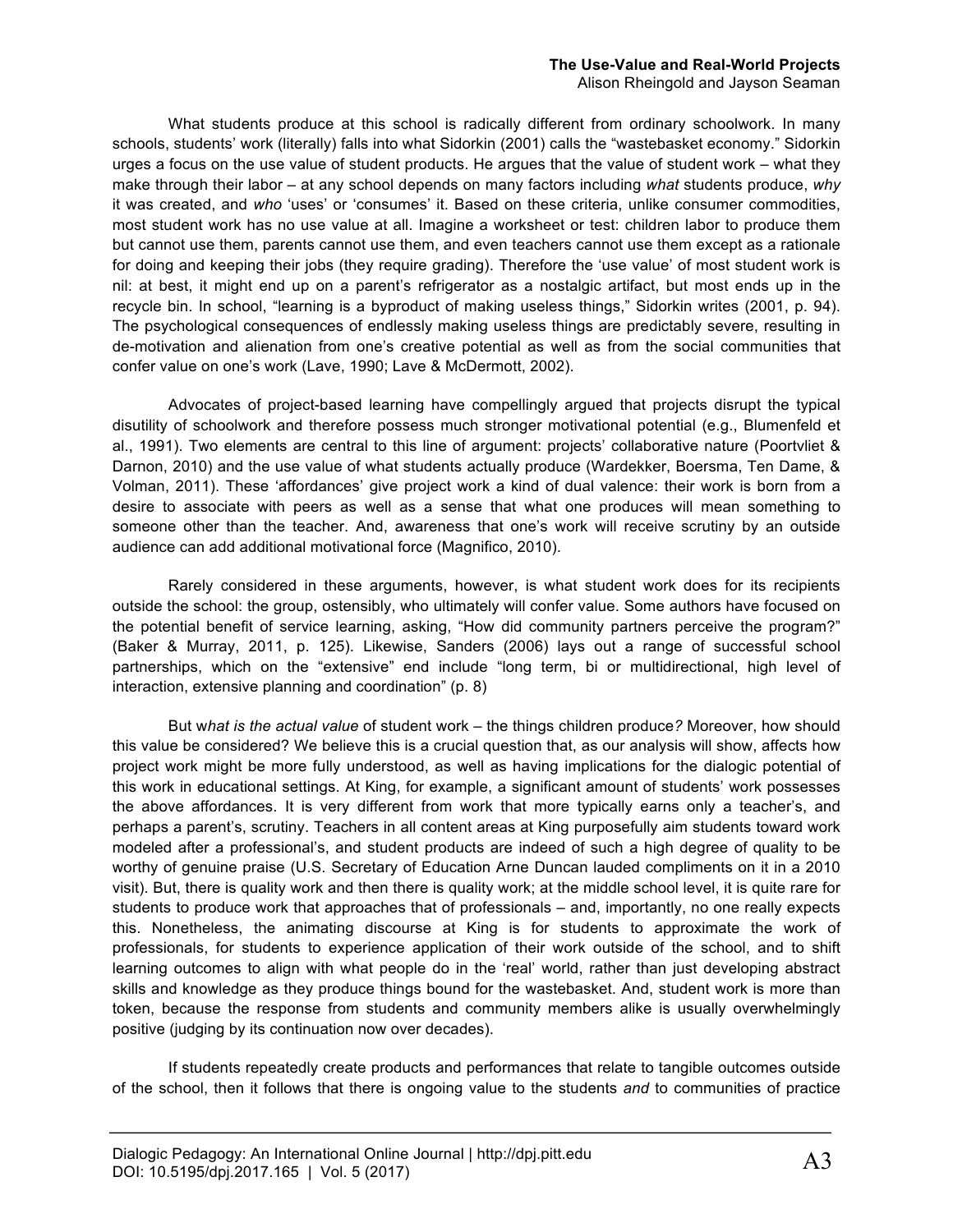What students produce at this school is radically different from ordinary schoolwork. In many schools, students' work (literally) falls into what Sidorkin (2001) calls the "wastebasket economy." Sidorkin urges a focus on the use value of student products. He argues that the value of student work – what they make through their labor – at any school depends on many factors including *what* students produce, *why* it was created, and *who* 'uses' or 'consumes' it. Based on these criteria, unlike consumer commodities, most student work has no use value at all. Imagine a worksheet or test: children labor to produce them but cannot use them, parents cannot use them, and even teachers cannot use them except as a rationale for doing and keeping their jobs (they require grading). Therefore the 'use value' of most student work is nil: at best, it might end up on a parent's refrigerator as a nostalgic artifact, but most ends up in the recycle bin. In school, "learning is a byproduct of making useless things," Sidorkin writes (2001, p. 94). The psychological consequences of endlessly making useless things are predictably severe, resulting in de-motivation and alienation from one's creative potential as well as from the social communities that confer value on one's work (Lave, 1990; Lave & McDermott, 2002).

Advocates of project-based learning have compellingly argued that projects disrupt the typical disutility of schoolwork and therefore possess much stronger motivational potential (e.g., Blumenfeld et al., 1991). Two elements are central to this line of argument: projects' collaborative nature (Poortvliet & Darnon, 2010) and the use value of what students actually produce (Wardekker, Boersma, Ten Dame, & Volman, 2011). These 'affordances' give project work a kind of dual valence: their work is born from a desire to associate with peers as well as a sense that what one produces will mean something to someone other than the teacher. And, awareness that one's work will receive scrutiny by an outside audience can add additional motivational force (Magnifico, 2010).

Rarely considered in these arguments, however, is what student work does for its recipients outside the school: the group, ostensibly, who ultimately will confer value. Some authors have focused on the potential benefit of service learning, asking, "How did community partners perceive the program?" (Baker & Murray, 2011, p. 125). Likewise, Sanders (2006) lays out a range of successful school partnerships, which on the "extensive" end include "long term, bi or multidirectional, high level of interaction, extensive planning and coordination" (p. 8)

But w*hat is the actual value* of student work – the things children produce*?* Moreover, how should this value be considered? We believe this is a crucial question that, as our analysis will show, affects how project work might be more fully understood, as well as having implications for the dialogic potential of this work in educational settings. At King, for example, a significant amount of students' work possesses the above affordances. It is very different from work that more typically earns only a teacher's, and perhaps a parent's, scrutiny. Teachers in all content areas at King purposefully aim students toward work modeled after a professional's, and student products are indeed of such a high degree of quality to be worthy of genuine praise (U.S. Secretary of Education Arne Duncan lauded compliments on it in a 2010 visit). But, there is quality work and then there is quality work; at the middle school level, it is quite rare for students to produce work that approaches that of professionals – and, importantly, no one really expects this. Nonetheless, the animating discourse at King is for students to approximate the work of professionals, for students to experience application of their work outside of the school, and to shift learning outcomes to align with what people do in the 'real' world, rather than just developing abstract skills and knowledge as they produce things bound for the wastebasket. And, student work is more than token, because the response from students and community members alike is usually overwhelmingly positive (judging by its continuation now over decades).

If students repeatedly create products and performances that relate to tangible outcomes outside of the school, then it follows that there is ongoing value to the students *and* to communities of practice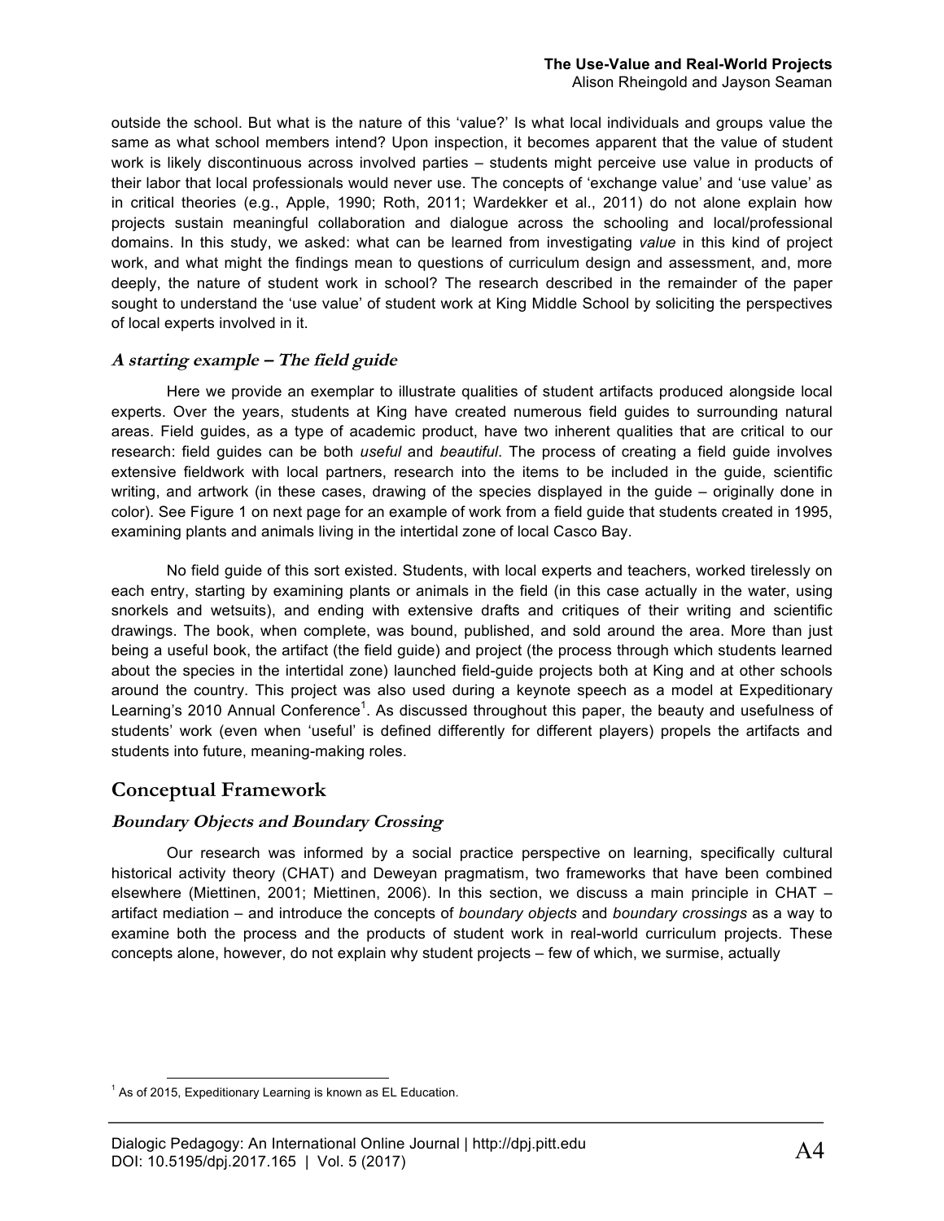outside the school. But what is the nature of this 'value?' Is what local individuals and groups value the same as what school members intend? Upon inspection, it becomes apparent that the value of student work is likely discontinuous across involved parties – students might perceive use value in products of their labor that local professionals would never use. The concepts of 'exchange value' and 'use value' as in critical theories (e.g., Apple, 1990; Roth, 2011; Wardekker et al., 2011) do not alone explain how projects sustain meaningful collaboration and dialogue across the schooling and local/professional domains. In this study, we asked: what can be learned from investigating *value* in this kind of project work, and what might the findings mean to questions of curriculum design and assessment, and, more deeply, the nature of student work in school? The research described in the remainder of the paper sought to understand the 'use value' of student work at King Middle School by soliciting the perspectives of local experts involved in it.

### *A starting example – The field guide*

Here we provide an exemplar to illustrate qualities of student artifacts produced alongside local experts. Over the years, students at King have created numerous field guides to surrounding natural areas. Field guides, as a type of academic product, have two inherent qualities that are critical to our research: field guides can be both *useful* and *beautiful*. The process of creating a field guide involves extensive fieldwork with local partners, research into the items to be included in the guide, scientific writing, and artwork (in these cases, drawing of the species displayed in the guide – originally done in color). See Figure 1 on next page for an example of work from a field guide that students created in 1995, examining plants and animals living in the intertidal zone of local Casco Bay.

No field guide of this sort existed. Students, with local experts and teachers, worked tirelessly on each entry, starting by examining plants or animals in the field (in this case actually in the water, using snorkels and wetsuits), and ending with extensive drafts and critiques of their writing and scientific drawings. The book, when complete, was bound, published, and sold around the area. More than just being a useful book, the artifact (the field guide) and project (the process through which students learned about the species in the intertidal zone) launched field-guide projects both at King and at other schools around the country. This project was also used during a keynote speech as a model at Expeditionary Learning's 2010 Annual Conference[1]. As discussed throughout this paper, the beauty and usefulness of students' work (even when 'useful' is defined differently for different players) propels the artifacts and students into future, meaning-making roles.

## Conceptual Framework

### *Boundary Objects and Boundary Crossing*

Our research was informed by a social practice perspective on learning, specifically cultural historical activity theory (CHAT) and Deweyan pragmatism, two frameworks that have been combined elsewhere (Miettinen, 2001; Miettinen, 2006). In this section, we discuss a main principle in CHAT – artifact mediation – and introduce the concepts of *boundary objects* and *boundary crossings* as a way to examine both the process and the products of student work in real-world curriculum projects. These concepts alone, however, do not explain why student projects – few of which, we surmise, actually

[1] As of 2015, Expeditionary Learning is known as EL Education.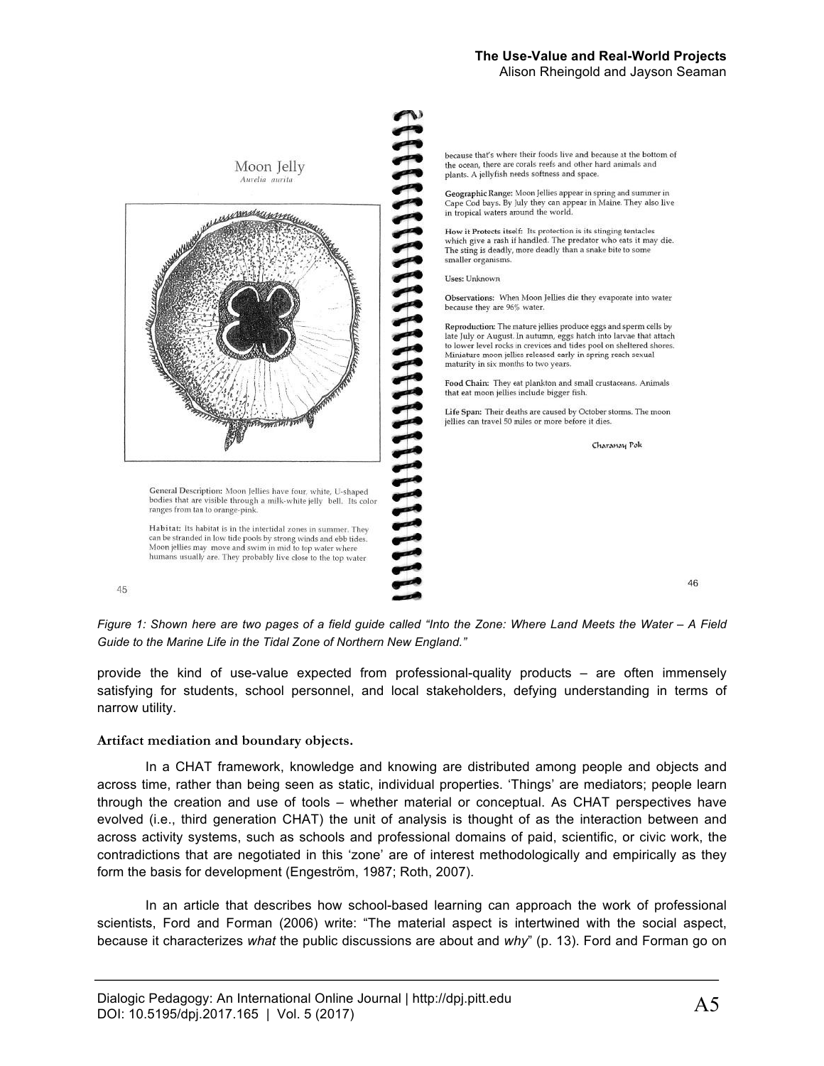Moon Jelly

*Aurelia aurita*

General Description: Moon Jellies have four, white, U-shaped bodies that are visible through a milk-white jelly bell. Its color ranges from tan to orange-pink.

Habitat: Its habitat is in the intertidal zones in summer. They can be stranded in low tide pools by strong winds and ebb tides. Moon jellies may move and swim in mid to top water where humans usually are. They probably live close to the top water because that's where their foods live and because at the bottom of the ocean, there are corals reefs and other hard animals and plants. A jellyfish needs softness and space.

Geographic Range: Moon Jellies appear in spring and summer in Cape Cod bays. By July they can appear in Maine. They also live in tropical waters around the world.

How it Protects itself: Its protection is its stinging tentacles which give a rash if handled. The predator who eats it may die. The sting is deadly, more deadly than a snake bite to some smaller organisms.

Uses: Unknown

Observations: When Moon Jellies die they evaporate into water because they are 96% water.

Reproduction: The mature jellies produce eggs and sperm cells by late July or August. In autumn, eggs hatch into larvae that attach to lower level rocks in crevices and tides pool on sheltered shores. Miniature moon jellies released early in spring reach sexual maturity in six months to two years.

Food Chain: They eat plankton and small crustaceans. Animals that eat moon jellies include bigger fish.

Life Span: Their deaths are caused by October storms. The moon jellies can travel 50 miles or more before it dies.

Charanay Pok

45

46

*Figure 1: Shown here are two pages of a field guide called "Into the Zone: Where Land Meets the Water – A Field Guide to the Marine Life in the Tidal Zone of Northern New England."*

provide the kind of use-value expected from professional-quality products – are often immensely satisfying for students, school personnel, and local stakeholders, defying understanding in terms of narrow utility.

### Artifact mediation and boundary objects.

In a CHAT framework, knowledge and knowing are distributed among people and objects and across time, rather than being seen as static, individual properties. 'Things' are mediators; people learn through the creation and use of tools – whether material or conceptual. As CHAT perspectives have evolved (i.e., third generation CHAT) the unit of analysis is thought of as the interaction between and across activity systems, such as schools and professional domains of paid, scientific, or civic work, the contradictions that are negotiated in this 'zone' are of interest methodologically and empirically as they form the basis for development (Engeström, 1987; Roth, 2007).

In an article that describes how school-based learning can approach the work of professional scientists, Ford and Forman (2006) write: "The material aspect is intertwined with the social aspect, because it characterizes *what* the public discussions are about and *why*" (p. 13). Ford and Forman go on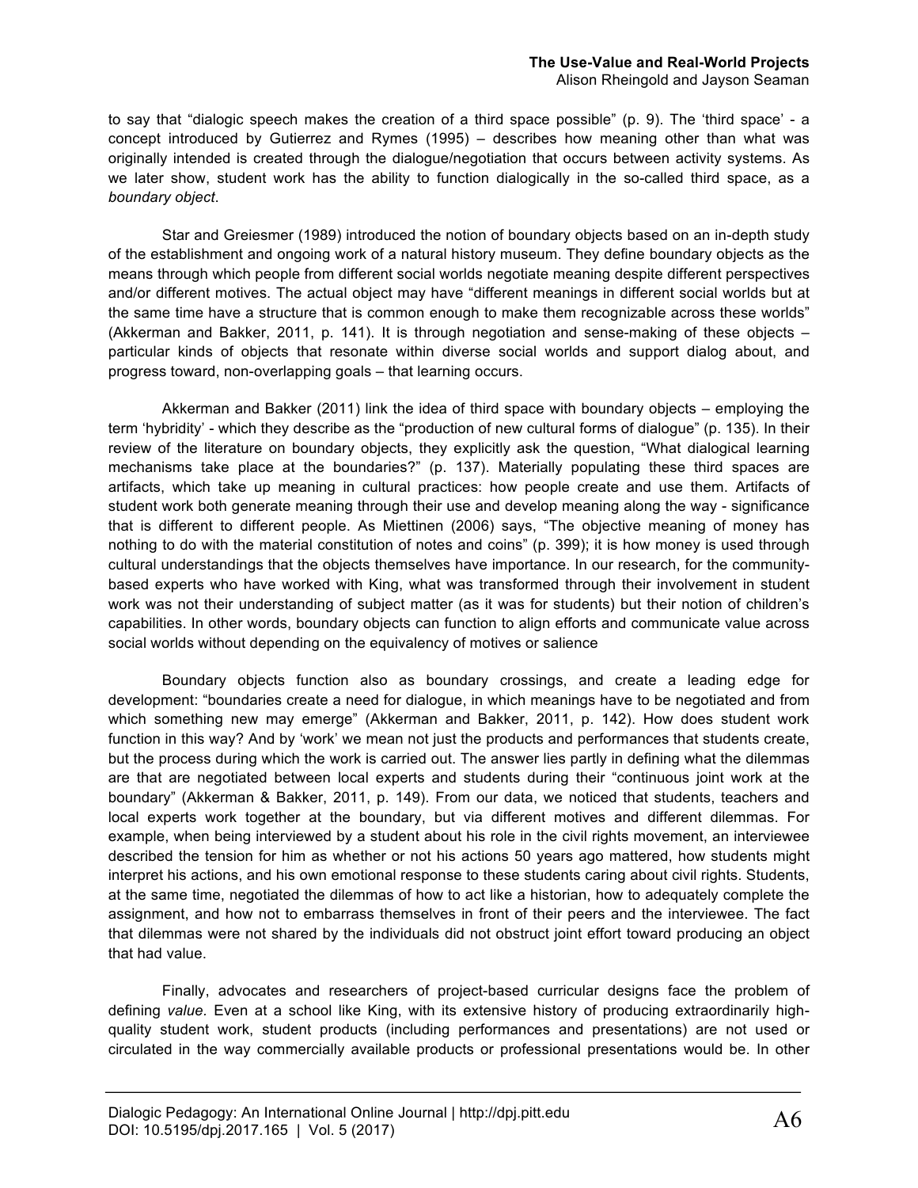to say that "dialogic speech makes the creation of a third space possible" (p. 9). The 'third space' - a concept introduced by Gutierrez and Rymes (1995) – describes how meaning other than what was originally intended is created through the dialogue/negotiation that occurs between activity systems. As we later show, student work has the ability to function dialogically in the so-called third space, as a *boundary object*.

Star and Greiesmer (1989) introduced the notion of boundary objects based on an in-depth study of the establishment and ongoing work of a natural history museum. They define boundary objects as the means through which people from different social worlds negotiate meaning despite different perspectives and/or different motives. The actual object may have "different meanings in different social worlds but at the same time have a structure that is common enough to make them recognizable across these worlds" (Akkerman and Bakker, 2011, p. 141). It is through negotiation and sense-making of these objects – particular kinds of objects that resonate within diverse social worlds and support dialog about, and progress toward, non-overlapping goals – that learning occurs.

Akkerman and Bakker (2011) link the idea of third space with boundary objects – employing the term 'hybridity' - which they describe as the "production of new cultural forms of dialogue" (p. 135). In their review of the literature on boundary objects, they explicitly ask the question, "What dialogical learning mechanisms take place at the boundaries?" (p. 137). Materially populating these third spaces are artifacts, which take up meaning in cultural practices: how people create and use them. Artifacts of student work both generate meaning through their use and develop meaning along the way - significance that is different to different people. As Miettinen (2006) says, "The objective meaning of money has nothing to do with the material constitution of notes and coins" (p. 399); it is how money is used through cultural understandings that the objects themselves have importance. In our research, for the community-based experts who have worked with King, what was transformed through their involvement in student work was not their understanding of subject matter (as it was for students) but their notion of children's capabilities. In other words, boundary objects can function to align efforts and communicate value across social worlds without depending on the equivalency of motives or salience

Boundary objects function also as boundary crossings, and create a leading edge for development: "boundaries create a need for dialogue, in which meanings have to be negotiated and from which something new may emerge" (Akkerman and Bakker, 2011, p. 142). How does student work function in this way? And by 'work' we mean not just the products and performances that students create, but the process during which the work is carried out. The answer lies partly in defining what the dilemmas are that are negotiated between local experts and students during their "continuous joint work at the boundary" (Akkerman & Bakker, 2011, p. 149). From our data, we noticed that students, teachers and local experts work together at the boundary, but via different motives and different dilemmas. For example, when being interviewed by a student about his role in the civil rights movement, an interviewee described the tension for him as whether or not his actions 50 years ago mattered, how students might interpret his actions, and his own emotional response to these students caring about civil rights. Students, at the same time, negotiated the dilemmas of how to act like a historian, how to adequately complete the assignment, and how not to embarrass themselves in front of their peers and the interviewee. The fact that dilemmas were not shared by the individuals did not obstruct joint effort toward producing an object that had value.

Finally, advocates and researchers of project-based curricular designs face the problem of defining *value*. Even at a school like King, with its extensive history of producing extraordinarily high-quality student work, student products (including performances and presentations) are not used or circulated in the way commercially available products or professional presentations would be. In other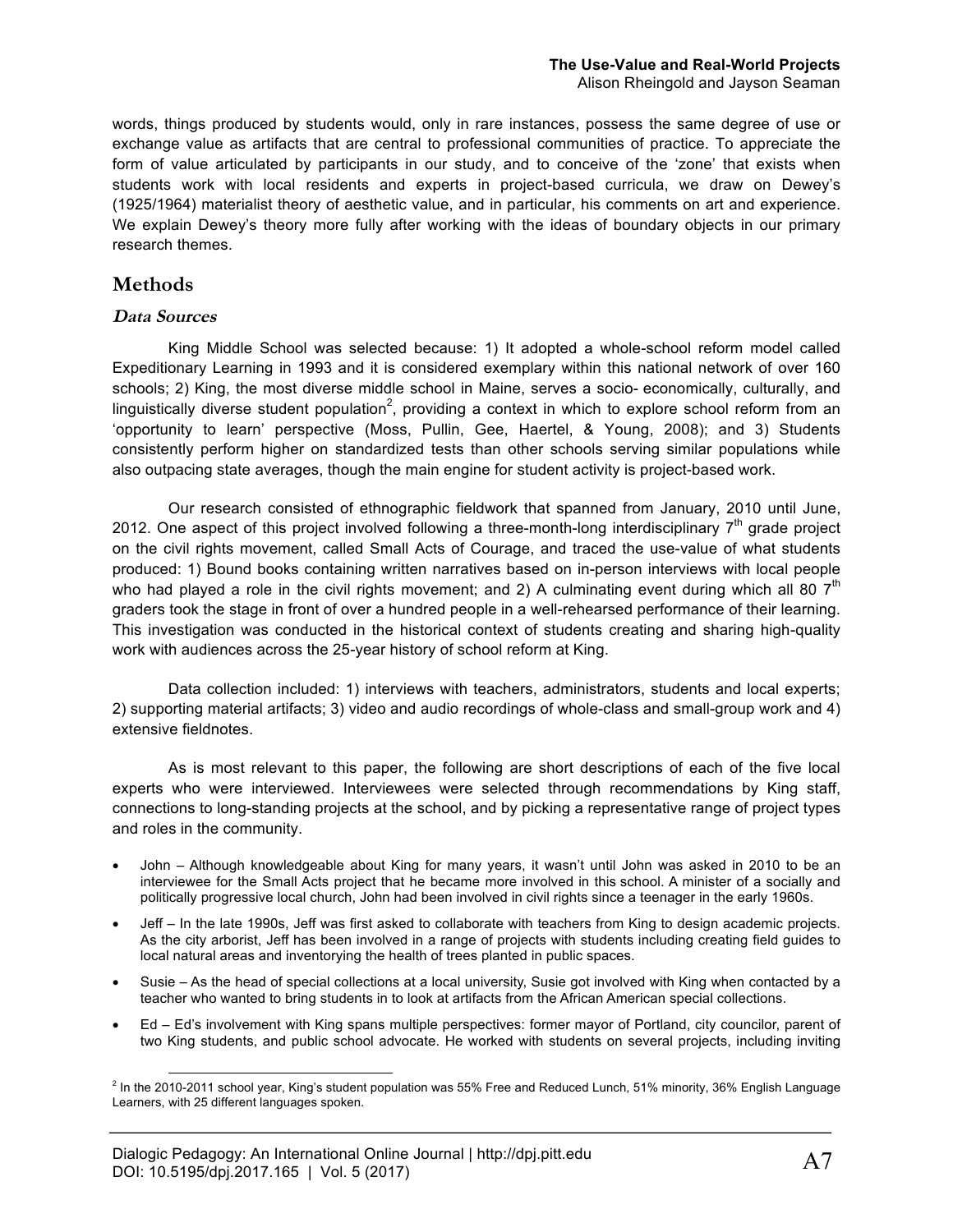words, things produced by students would, only in rare instances, possess the same degree of use or exchange value as artifacts that are central to professional communities of practice. To appreciate the form of value articulated by participants in our study, and to conceive of the 'zone' that exists when students work with local residents and experts in project-based curricula, we draw on Dewey's (1925/1964) materialist theory of aesthetic value, and in particular, his comments on art and experience. We explain Dewey's theory more fully after working with the ideas of boundary objects in our primary research themes.

## Methods

### *Data Sources*

King Middle School was selected because: 1) It adopted a whole-school reform model called Expeditionary Learning in 1993 and it is considered exemplary within this national network of over 160 schools; 2) King, the most diverse middle school in Maine, serves a socio- economically, culturally, and linguistically diverse student population[2], providing a context in which to explore school reform from an 'opportunity to learn' perspective (Moss, Pullin, Gee, Haertel, & Young, 2008); and 3) Students consistently perform higher on standardized tests than other schools serving similar populations while also outpacing state averages, though the main engine for student activity is project-based work.

Our research consisted of ethnographic fieldwork that spanned from January, 2010 until June, 2012. One aspect of this project involved following a three-month-long interdisciplinary 7th grade project on the civil rights movement, called Small Acts of Courage, and traced the use-value of what students produced: 1) Bound books containing written narratives based on in-person interviews with local people who had played a role in the civil rights movement; and 2) A culminating event during which all 80 7th graders took the stage in front of over a hundred people in a well-rehearsed performance of their learning. This investigation was conducted in the historical context of students creating and sharing high-quality work with audiences across the 25-year history of school reform at King.

Data collection included: 1) interviews with teachers, administrators, students and local experts; 2) supporting material artifacts; 3) video and audio recordings of whole-class and small-group work and 4) extensive fieldnotes.

As is most relevant to this paper, the following are short descriptions of each of the five local experts who were interviewed. Interviewees were selected through recommendations by King staff, connections to long-standing projects at the school, and by picking a representative range of project types and roles in the community.

- John – Although knowledgeable about King for many years, it wasn't until John was asked in 2010 to be an interviewee for the Small Acts project that he became more involved in this school. A minister of a socially and politically progressive local church, John had been involved in civil rights since a teenager in the early 1960s.
- Jeff – In the late 1990s, Jeff was first asked to collaborate with teachers from King to design academic projects. As the city arborist, Jeff has been involved in a range of projects with students including creating field guides to local natural areas and inventorying the health of trees planted in public spaces.
- Susie – As the head of special collections at a local university, Susie got involved with King when contacted by a teacher who wanted to bring students in to look at artifacts from the African American special collections.
- Ed – Ed's involvement with King spans multiple perspectives: former mayor of Portland, city councilor, parent of two King students, and public school advocate. He worked with students on several projects, including inviting

[2] In the 2010-2011 school year, King's student population was 55% Free and Reduced Lunch, 51% minority, 36% English Language Learners, with 25 different languages spoken.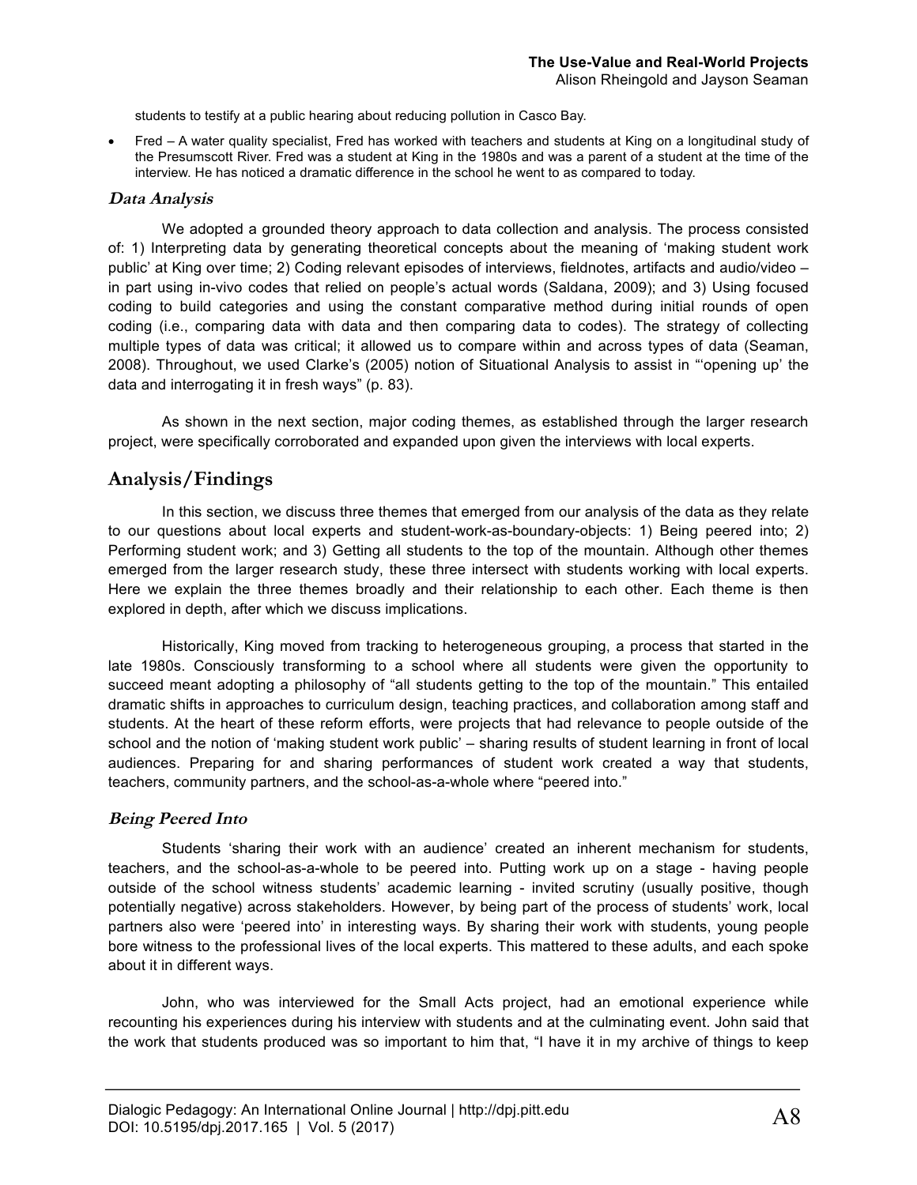students to testify at a public hearing about reducing pollution in Casco Bay.

- Fred – A water quality specialist, Fred has worked with teachers and students at King on a longitudinal study of the Presumscott River. Fred was a student at King in the 1980s and was a parent of a student at the time of the interview. He has noticed a dramatic difference in the school he went to as compared to today.

### *Data Analysis*

We adopted a grounded theory approach to data collection and analysis. The process consisted of: 1) Interpreting data by generating theoretical concepts about the meaning of 'making student work public' at King over time; 2) Coding relevant episodes of interviews, fieldnotes, artifacts and audio/video – in part using in-vivo codes that relied on people's actual words (Saldana, 2009); and 3) Using focused coding to build categories and using the constant comparative method during initial rounds of open coding (i.e., comparing data with data and then comparing data to codes). The strategy of collecting multiple types of data was critical; it allowed us to compare within and across types of data (Seaman, 2008). Throughout, we used Clarke's (2005) notion of Situational Analysis to assist in "'opening up' the data and interrogating it in fresh ways" (p. 83).

As shown in the next section, major coding themes, as established through the larger research project, were specifically corroborated and expanded upon given the interviews with local experts.

## Analysis/Findings

In this section, we discuss three themes that emerged from our analysis of the data as they relate to our questions about local experts and student-work-as-boundary-objects: 1) Being peered into; 2) Performing student work; and 3) Getting all students to the top of the mountain. Although other themes emerged from the larger research study, these three intersect with students working with local experts. Here we explain the three themes broadly and their relationship to each other. Each theme is then explored in depth, after which we discuss implications.

Historically, King moved from tracking to heterogeneous grouping, a process that started in the late 1980s. Consciously transforming to a school where all students were given the opportunity to succeed meant adopting a philosophy of "all students getting to the top of the mountain." This entailed dramatic shifts in approaches to curriculum design, teaching practices, and collaboration among staff and students. At the heart of these reform efforts, were projects that had relevance to people outside of the school and the notion of 'making student work public' – sharing results of student learning in front of local audiences. Preparing for and sharing performances of student work created a way that students, teachers, community partners, and the school-as-a-whole where "peered into."

### *Being Peered Into*

Students 'sharing their work with an audience' created an inherent mechanism for students, teachers, and the school-as-a-whole to be peered into. Putting work up on a stage - having people outside of the school witness students' academic learning - invited scrutiny (usually positive, though potentially negative) across stakeholders. However, by being part of the process of students' work, local partners also were 'peered into' in interesting ways. By sharing their work with students, young people bore witness to the professional lives of the local experts. This mattered to these adults, and each spoke about it in different ways.

John, who was interviewed for the Small Acts project, had an emotional experience while recounting his experiences during his interview with students and at the culminating event. John said that the work that students produced was so important to him that, "I have it in my archive of things to keep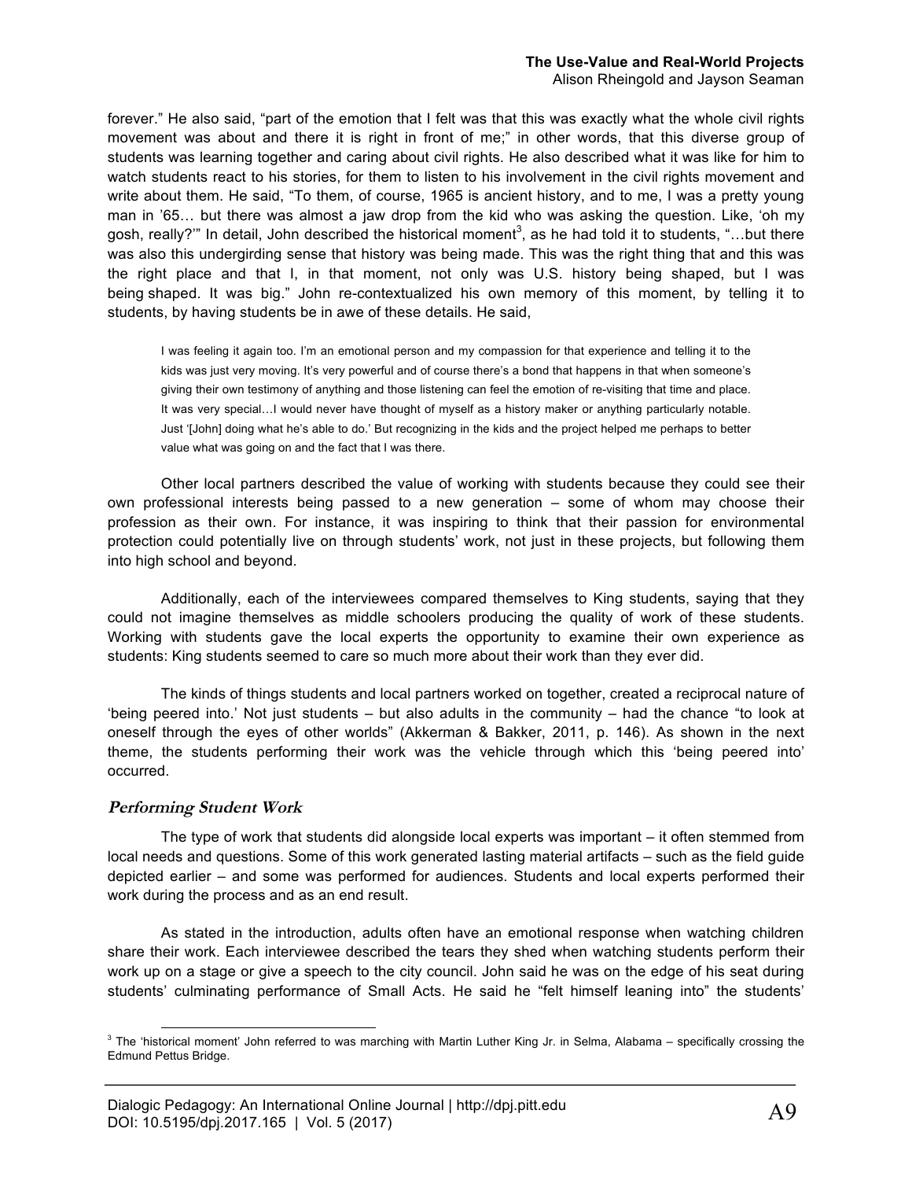forever." He also said, "part of the emotion that I felt was that this was exactly what the whole civil rights movement was about and there it is right in front of me;" in other words, that this diverse group of students was learning together and caring about civil rights. He also described what it was like for him to watch students react to his stories, for them to listen to his involvement in the civil rights movement and write about them. He said, "To them, of course, 1965 is ancient history, and to me, I was a pretty young man in '65… but there was almost a jaw drop from the kid who was asking the question. Like, 'oh my gosh, really?'" In detail, John described the historical moment[3], as he had told it to students, "…but there was also this undergirding sense that history was being made. This was the right thing that and this was the right place and that I, in that moment, not only was U.S. history being shaped, but I was being shaped. It was big." John re-contextualized his own memory of this moment, by telling it to students, by having students be in awe of these details. He said,

> I was feeling it again too. I'm an emotional person and my compassion for that experience and telling it to the kids was just very moving. It's very powerful and of course there's a bond that happens in that when someone's giving their own testimony of anything and those listening can feel the emotion of re-visiting that time and place. It was very special…I would never have thought of myself as a history maker or anything particularly notable. Just '[John] doing what he's able to do.' But recognizing in the kids and the project helped me perhaps to better value what was going on and the fact that I was there.

Other local partners described the value of working with students because they could see their own professional interests being passed to a new generation – some of whom may choose their profession as their own. For instance, it was inspiring to think that their passion for environmental protection could potentially live on through students' work, not just in these projects, but following them into high school and beyond.

Additionally, each of the interviewees compared themselves to King students, saying that they could not imagine themselves as middle schoolers producing the quality of work of these students. Working with students gave the local experts the opportunity to examine their own experience as students: King students seemed to care so much more about their work than they ever did.

The kinds of things students and local partners worked on together, created a reciprocal nature of 'being peered into.' Not just students – but also adults in the community – had the chance "to look at oneself through the eyes of other worlds" (Akkerman & Bakker, 2011, p. 146). As shown in the next theme, the students performing their work was the vehicle through which this 'being peered into' occurred.

### *Performing Student Work*

The type of work that students did alongside local experts was important – it often stemmed from local needs and questions. Some of this work generated lasting material artifacts – such as the field guide depicted earlier – and some was performed for audiences. Students and local experts performed their work during the process and as an end result.

As stated in the introduction, adults often have an emotional response when watching children share their work. Each interviewee described the tears they shed when watching students perform their work up on a stage or give a speech to the city council. John said he was on the edge of his seat during students' culminating performance of Small Acts. He said he "felt himself leaning into" the students'

[3] The 'historical moment' John referred to was marching with Martin Luther King Jr. in Selma, Alabama – specifically crossing the Edmund Pettus Bridge.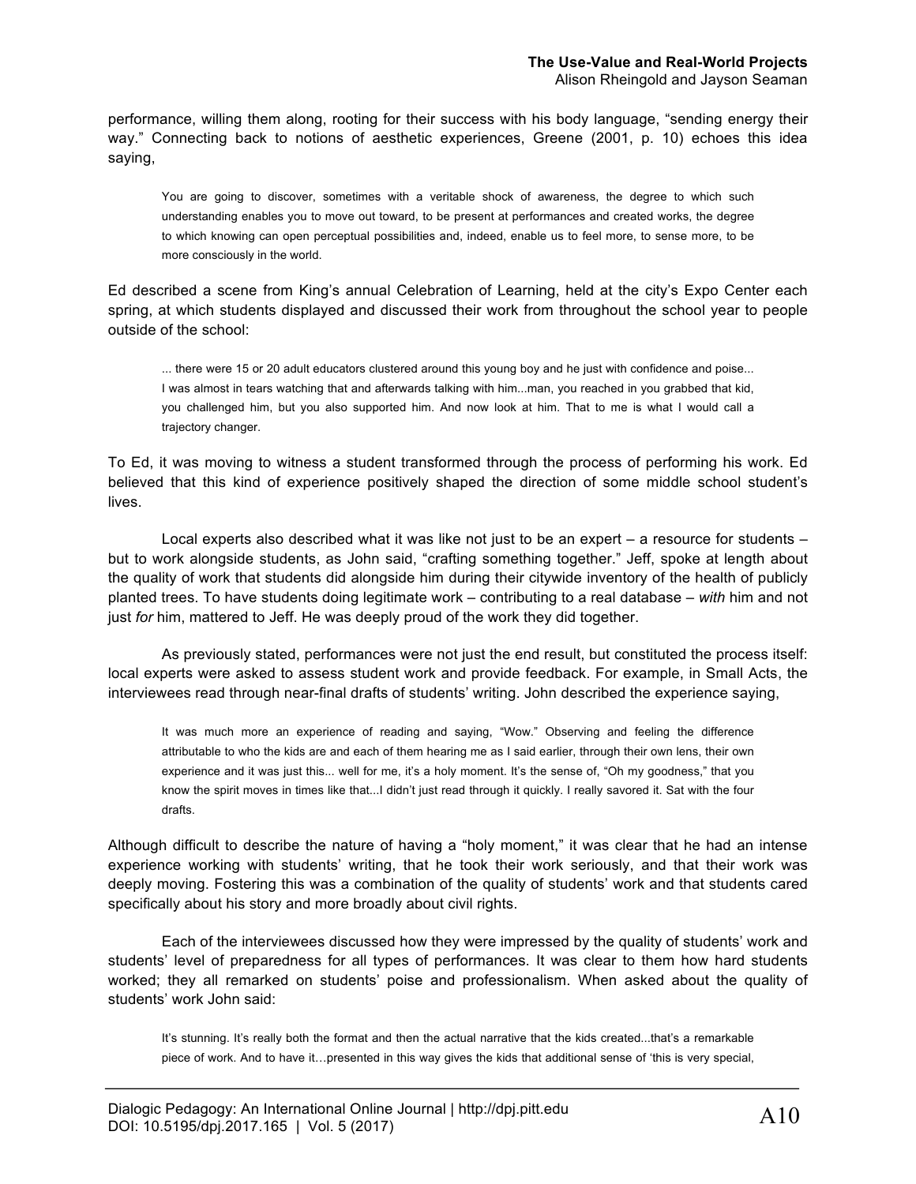performance, willing them along, rooting for their success with his body language, "sending energy their way." Connecting back to notions of aesthetic experiences, Greene (2001, p. 10) echoes this idea saying,

> You are going to discover, sometimes with a veritable shock of awareness, the degree to which such understanding enables you to move out toward, to be present at performances and created works, the degree to which knowing can open perceptual possibilities and, indeed, enable us to feel more, to sense more, to be more consciously in the world.

Ed described a scene from King's annual Celebration of Learning, held at the city's Expo Center each spring, at which students displayed and discussed their work from throughout the school year to people outside of the school:

> ... there were 15 or 20 adult educators clustered around this young boy and he just with confidence and poise... I was almost in tears watching that and afterwards talking with him...man, you reached in you grabbed that kid, you challenged him, but you also supported him. And now look at him. That to me is what I would call a trajectory changer.

To Ed, it was moving to witness a student transformed through the process of performing his work. Ed believed that this kind of experience positively shaped the direction of some middle school student's lives.

Local experts also described what it was like not just to be an expert – a resource for students – but to work alongside students, as John said, "crafting something together." Jeff, spoke at length about the quality of work that students did alongside him during their citywide inventory of the health of publicly planted trees. To have students doing legitimate work – contributing to a real database – *with* him and not just *for* him, mattered to Jeff. He was deeply proud of the work they did together.

As previously stated, performances were not just the end result, but constituted the process itself: local experts were asked to assess student work and provide feedback. For example, in Small Acts, the interviewees read through near-final drafts of students' writing. John described the experience saying,

> It was much more an experience of reading and saying, "Wow." Observing and feeling the difference attributable to who the kids are and each of them hearing me as I said earlier, through their own lens, their own experience and it was just this... well for me, it's a holy moment. It's the sense of, "Oh my goodness," that you know the spirit moves in times like that...I didn't just read through it quickly. I really savored it. Sat with the four drafts.

Although difficult to describe the nature of having a "holy moment," it was clear that he had an intense experience working with students' writing, that he took their work seriously, and that their work was deeply moving. Fostering this was a combination of the quality of students' work and that students cared specifically about his story and more broadly about civil rights.

Each of the interviewees discussed how they were impressed by the quality of students' work and students' level of preparedness for all types of performances. It was clear to them how hard students worked; they all remarked on students' poise and professionalism. When asked about the quality of students' work John said:

> It's stunning. It's really both the format and then the actual narrative that the kids created...that's a remarkable piece of work. And to have it…presented in this way gives the kids that additional sense of 'this is very special,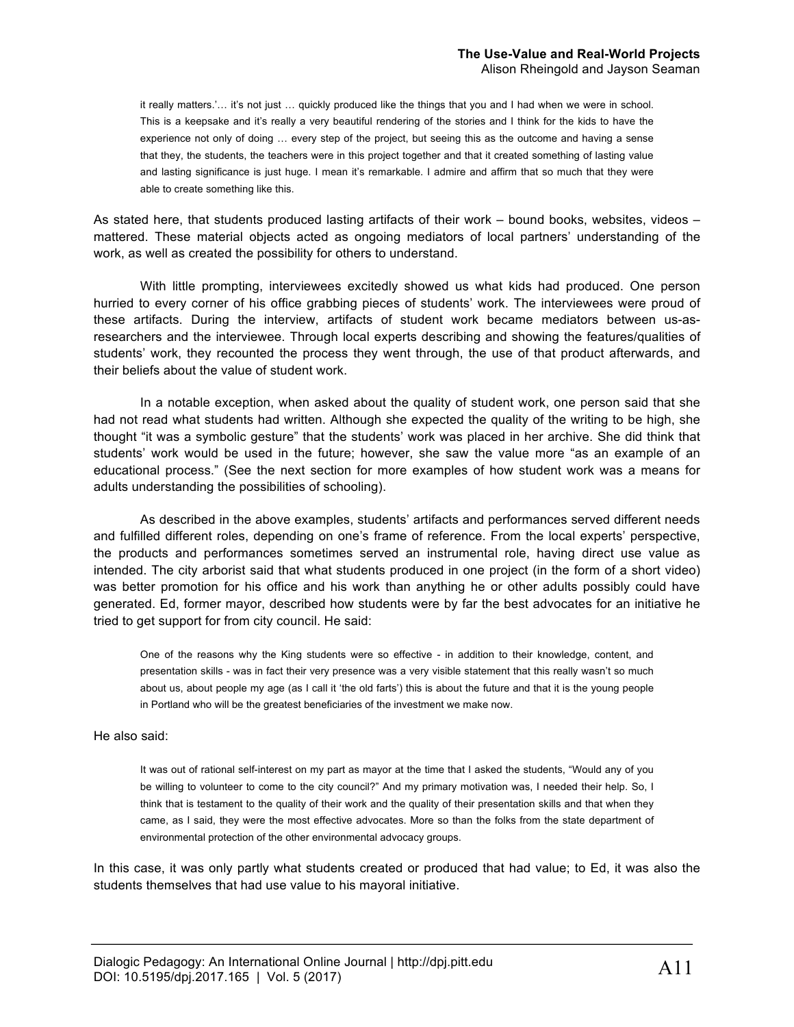> it really matters.'… it's not just … quickly produced like the things that you and I had when we were in school. This is a keepsake and it's really a very beautiful rendering of the stories and I think for the kids to have the experience not only of doing … every step of the project, but seeing this as the outcome and having a sense that they, the students, the teachers were in this project together and that it created something of lasting value and lasting significance is just huge. I mean it's remarkable. I admire and affirm that so much that they were able to create something like this.

As stated here, that students produced lasting artifacts of their work – bound books, websites, videos – mattered. These material objects acted as ongoing mediators of local partners' understanding of the work, as well as created the possibility for others to understand.

With little prompting, interviewees excitedly showed us what kids had produced. One person hurried to every corner of his office grabbing pieces of students' work. The interviewees were proud of these artifacts. During the interview, artifacts of student work became mediators between us-as-researchers and the interviewee. Through local experts describing and showing the features/qualities of students' work, they recounted the process they went through, the use of that product afterwards, and their beliefs about the value of student work.

In a notable exception, when asked about the quality of student work, one person said that she had not read what students had written. Although she expected the quality of the writing to be high, she thought "it was a symbolic gesture" that the students' work was placed in her archive. She did think that students' work would be used in the future; however, she saw the value more "as an example of an educational process." (See the next section for more examples of how student work was a means for adults understanding the possibilities of schooling).

As described in the above examples, students' artifacts and performances served different needs and fulfilled different roles, depending on one's frame of reference. From the local experts' perspective, the products and performances sometimes served an instrumental role, having direct use value as intended. The city arborist said that what students produced in one project (in the form of a short video) was better promotion for his office and his work than anything he or other adults possibly could have generated. Ed, former mayor, described how students were by far the best advocates for an initiative he tried to get support for from city council. He said:

> One of the reasons why the King students were so effective - in addition to their knowledge, content, and presentation skills - was in fact their very presence was a very visible statement that this really wasn't so much about us, about people my age (as I call it 'the old farts') this is about the future and that it is the young people in Portland who will be the greatest beneficiaries of the investment we make now.

He also said:

> It was out of rational self-interest on my part as mayor at the time that I asked the students, "Would any of you be willing to volunteer to come to the city council?" And my primary motivation was, I needed their help. So, I think that is testament to the quality of their work and the quality of their presentation skills and that when they came, as I said, they were the most effective advocates. More so than the folks from the state department of environmental protection of the other environmental advocacy groups.

In this case, it was only partly what students created or produced that had value; to Ed, it was also the students themselves that had use value to his mayoral initiative.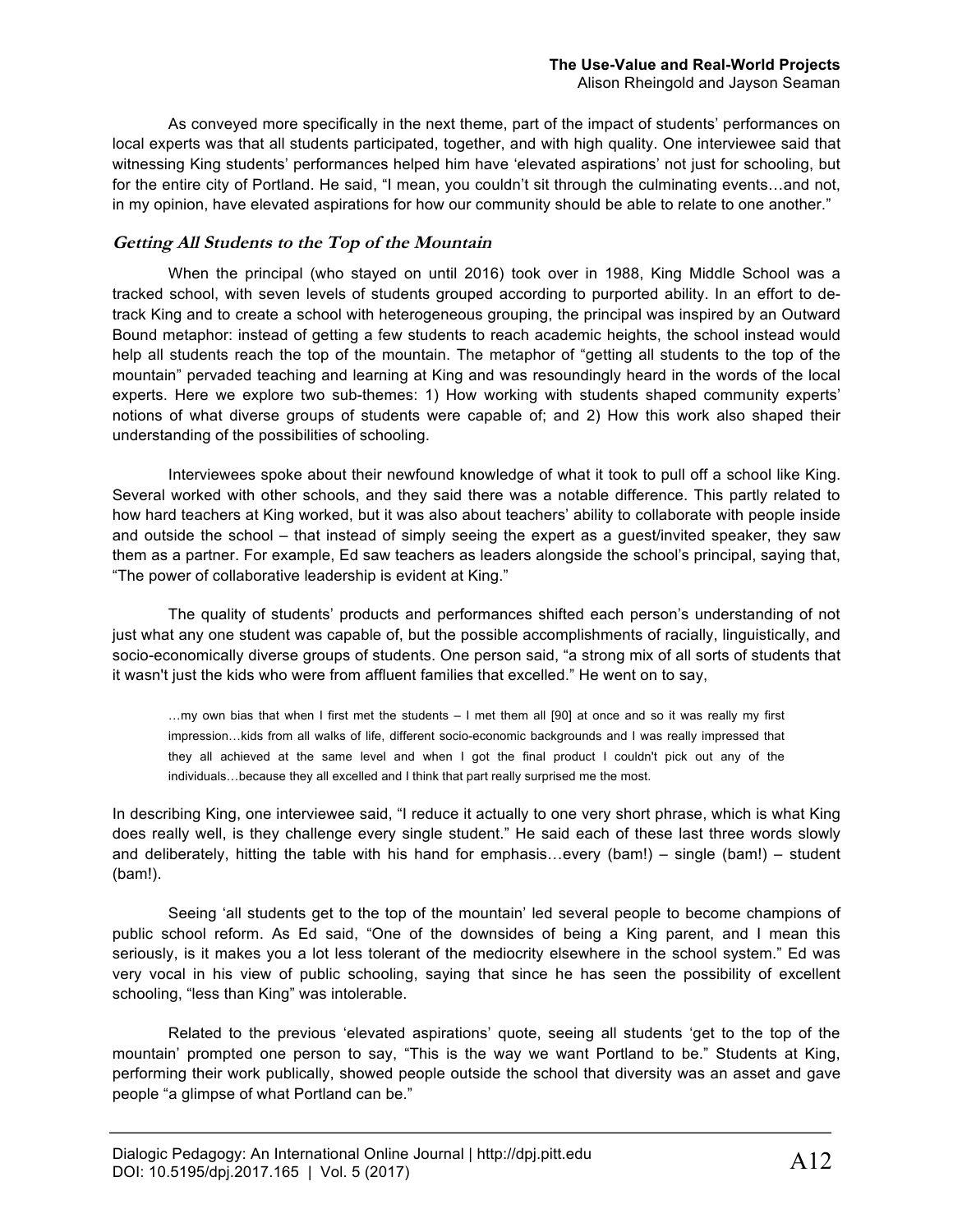As conveyed more specifically in the next theme, part of the impact of students' performances on local experts was that all students participated, together, and with high quality. One interviewee said that witnessing King students' performances helped him have 'elevated aspirations' not just for schooling, but for the entire city of Portland. He said, "I mean, you couldn't sit through the culminating events…and not, in my opinion, have elevated aspirations for how our community should be able to relate to one another."

### *Getting All Students to the Top of the Mountain*

When the principal (who stayed on until 2016) took over in 1988, King Middle School was a tracked school, with seven levels of students grouped according to purported ability. In an effort to de-track King and to create a school with heterogeneous grouping, the principal was inspired by an Outward Bound metaphor: instead of getting a few students to reach academic heights, the school instead would help all students reach the top of the mountain. The metaphor of "getting all students to the top of the mountain" pervaded teaching and learning at King and was resoundingly heard in the words of the local experts. Here we explore two sub-themes: 1) How working with students shaped community experts' notions of what diverse groups of students were capable of; and 2) How this work also shaped their understanding of the possibilities of schooling.

Interviewees spoke about their newfound knowledge of what it took to pull off a school like King. Several worked with other schools, and they said there was a notable difference. This partly related to how hard teachers at King worked, but it was also about teachers' ability to collaborate with people inside and outside the school – that instead of simply seeing the expert as a guest/invited speaker, they saw them as a partner. For example, Ed saw teachers as leaders alongside the school's principal, saying that, "The power of collaborative leadership is evident at King."

The quality of students' products and performances shifted each person's understanding of not just what any one student was capable of, but the possible accomplishments of racially, linguistically, and socio-economically diverse groups of students. One person said, "a strong mix of all sorts of students that it wasn't just the kids who were from affluent families that excelled." He went on to say,

> …my own bias that when I first met the students – I met them all [90] at once and so it was really my first impression…kids from all walks of life, different socio-economic backgrounds and I was really impressed that they all achieved at the same level and when I got the final product I couldn't pick out any of the individuals…because they all excelled and I think that part really surprised me the most.

In describing King, one interviewee said, "I reduce it actually to one very short phrase, which is what King does really well, is they challenge every single student." He said each of these last three words slowly and deliberately, hitting the table with his hand for emphasis…every (bam!) – single (bam!) – student (bam!).

Seeing 'all students get to the top of the mountain' led several people to become champions of public school reform. As Ed said, "One of the downsides of being a King parent, and I mean this seriously, is it makes you a lot less tolerant of the mediocrity elsewhere in the school system." Ed was very vocal in his view of public schooling, saying that since he has seen the possibility of excellent schooling, "less than King" was intolerable.

Related to the previous 'elevated aspirations' quote, seeing all students 'get to the top of the mountain' prompted one person to say, "This is the way we want Portland to be." Students at King, performing their work publically, showed people outside the school that diversity was an asset and gave people "a glimpse of what Portland can be."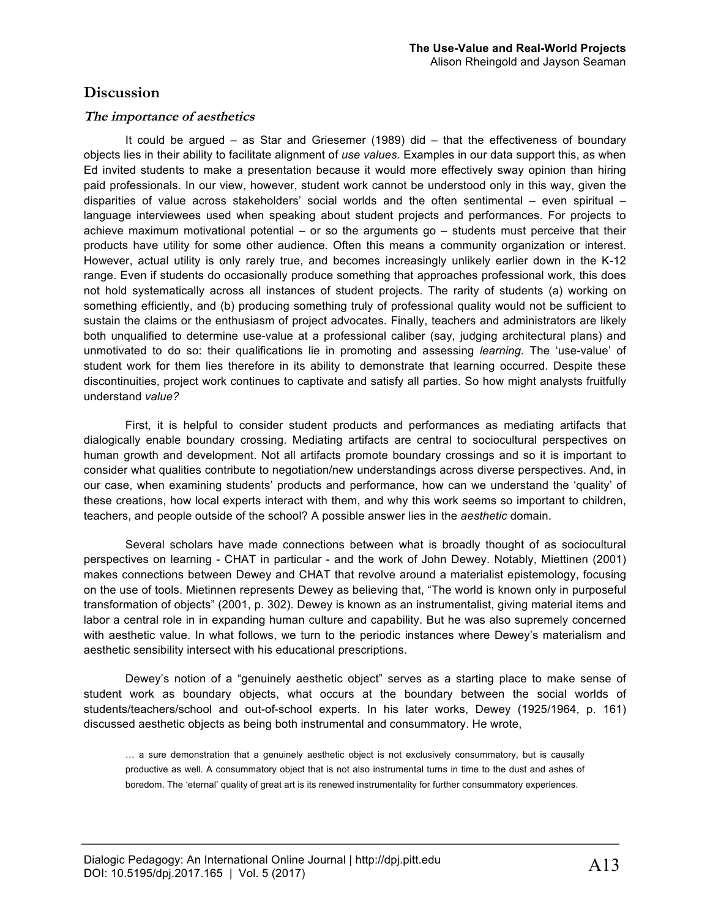## Discussion

### *The importance of aesthetics*

It could be argued – as Star and Griesemer (1989) did – that the effectiveness of boundary objects lies in their ability to facilitate alignment of *use values.* Examples in our data support this, as when Ed invited students to make a presentation because it would more effectively sway opinion than hiring paid professionals. In our view, however, student work cannot be understood only in this way, given the disparities of value across stakeholders' social worlds and the often sentimental – even spiritual – language interviewees used when speaking about student projects and performances. For projects to achieve maximum motivational potential – or so the arguments go – students must perceive that their products have utility for some other audience. Often this means a community organization or interest. However, actual utility is only rarely true, and becomes increasingly unlikely earlier down in the K-12 range. Even if students do occasionally produce something that approaches professional work, this does not hold systematically across all instances of student projects. The rarity of students (a) working on something efficiently, and (b) producing something truly of professional quality would not be sufficient to sustain the claims or the enthusiasm of project advocates. Finally, teachers and administrators are likely both unqualified to determine use-value at a professional caliber (say, judging architectural plans) and unmotivated to do so: their qualifications lie in promoting and assessing *learning.* The 'use-value' of student work for them lies therefore in its ability to demonstrate that learning occurred. Despite these discontinuities, project work continues to captivate and satisfy all parties. So how might analysts fruitfully understand *value?*

First, it is helpful to consider student products and performances as mediating artifacts that dialogically enable boundary crossing. Mediating artifacts are central to sociocultural perspectives on human growth and development. Not all artifacts promote boundary crossings and so it is important to consider what qualities contribute to negotiation/new understandings across diverse perspectives. And, in our case, when examining students' products and performance, how can we understand the 'quality' of these creations, how local experts interact with them, and why this work seems so important to children, teachers, and people outside of the school? A possible answer lies in the *aesthetic* domain.

Several scholars have made connections between what is broadly thought of as sociocultural perspectives on learning - CHAT in particular - and the work of John Dewey. Notably, Miettinen (2001) makes connections between Dewey and CHAT that revolve around a materialist epistemology, focusing on the use of tools. Mietinnen represents Dewey as believing that, "The world is known only in purposeful transformation of objects" (2001, p. 302). Dewey is known as an instrumentalist, giving material items and labor a central role in in expanding human culture and capability. But he was also supremely concerned with aesthetic value. In what follows, we turn to the periodic instances where Dewey's materialism and aesthetic sensibility intersect with his educational prescriptions.

Dewey's notion of a "genuinely aesthetic object" serves as a starting place to make sense of student work as boundary objects, what occurs at the boundary between the social worlds of students/teachers/school and out-of-school experts. In his later works, Dewey (1925/1964, p. 161) discussed aesthetic objects as being both instrumental and consummatory. He wrote,

> … a sure demonstration that a genuinely aesthetic object is not exclusively consummatory, but is causally productive as well. A consummatory object that is not also instrumental turns in time to the dust and ashes of boredom. The 'eternal' quality of great art is its renewed instrumentality for further consummatory experiences.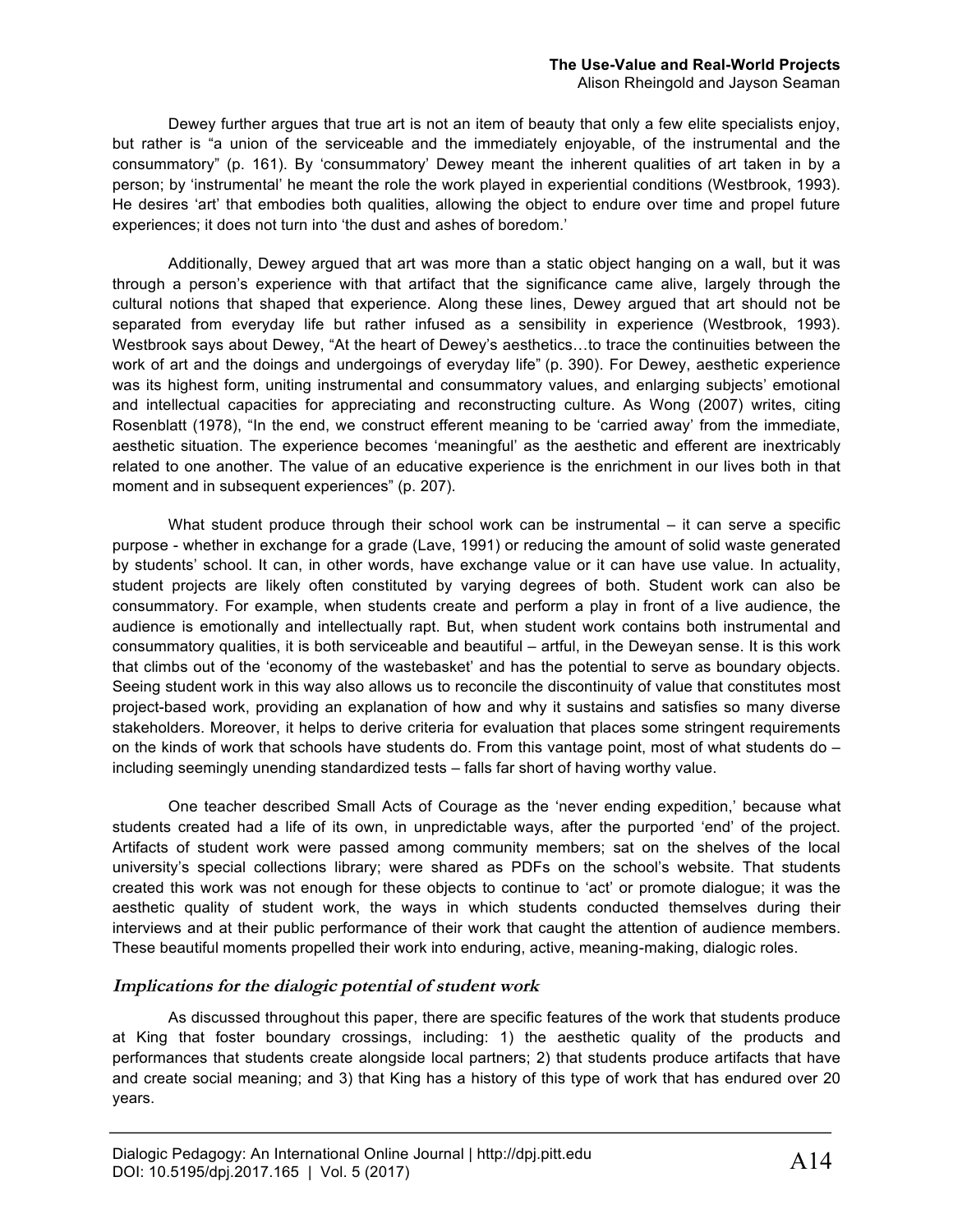Dewey further argues that true art is not an item of beauty that only a few elite specialists enjoy, but rather is "a union of the serviceable and the immediately enjoyable, of the instrumental and the consummatory" (p. 161). By 'consummatory' Dewey meant the inherent qualities of art taken in by a person; by 'instrumental' he meant the role the work played in experiential conditions (Westbrook, 1993). He desires 'art' that embodies both qualities, allowing the object to endure over time and propel future experiences; it does not turn into 'the dust and ashes of boredom.'

Additionally, Dewey argued that art was more than a static object hanging on a wall, but it was through a person's experience with that artifact that the significance came alive, largely through the cultural notions that shaped that experience. Along these lines, Dewey argued that art should not be separated from everyday life but rather infused as a sensibility in experience (Westbrook, 1993). Westbrook says about Dewey, "At the heart of Dewey's aesthetics…to trace the continuities between the work of art and the doings and undergoings of everyday life" (p. 390). For Dewey, aesthetic experience was its highest form, uniting instrumental and consummatory values, and enlarging subjects' emotional and intellectual capacities for appreciating and reconstructing culture. As Wong (2007) writes, citing Rosenblatt (1978), "In the end, we construct efferent meaning to be 'carried away' from the immediate, aesthetic situation. The experience becomes 'meaningful' as the aesthetic and efferent are inextricably related to one another. The value of an educative experience is the enrichment in our lives both in that moment and in subsequent experiences" (p. 207).

What student produce through their school work can be instrumental – it can serve a specific purpose - whether in exchange for a grade (Lave, 1991) or reducing the amount of solid waste generated by students' school. It can, in other words, have exchange value or it can have use value. In actuality, student projects are likely often constituted by varying degrees of both. Student work can also be consummatory. For example, when students create and perform a play in front of a live audience, the audience is emotionally and intellectually rapt. But, when student work contains both instrumental and consummatory qualities, it is both serviceable and beautiful – artful, in the Deweyan sense. It is this work that climbs out of the 'economy of the wastebasket' and has the potential to serve as boundary objects. Seeing student work in this way also allows us to reconcile the discontinuity of value that constitutes most project-based work, providing an explanation of how and why it sustains and satisfies so many diverse stakeholders. Moreover, it helps to derive criteria for evaluation that places some stringent requirements on the kinds of work that schools have students do. From this vantage point, most of what students do – including seemingly unending standardized tests – falls far short of having worthy value.

One teacher described Small Acts of Courage as the 'never ending expedition,' because what students created had a life of its own, in unpredictable ways, after the purported 'end' of the project. Artifacts of student work were passed among community members; sat on the shelves of the local university's special collections library; were shared as PDFs on the school's website. That students created this work was not enough for these objects to continue to 'act' or promote dialogue; it was the aesthetic quality of student work, the ways in which students conducted themselves during their interviews and at their public performance of their work that caught the attention of audience members. These beautiful moments propelled their work into enduring, active, meaning-making, dialogic roles.

## *Implications for the dialogic potential of student work*

As discussed throughout this paper, there are specific features of the work that students produce at King that foster boundary crossings, including: 1) the aesthetic quality of the products and performances that students create alongside local partners; 2) that students produce artifacts that have and create social meaning; and 3) that King has a history of this type of work that has endured over 20 years.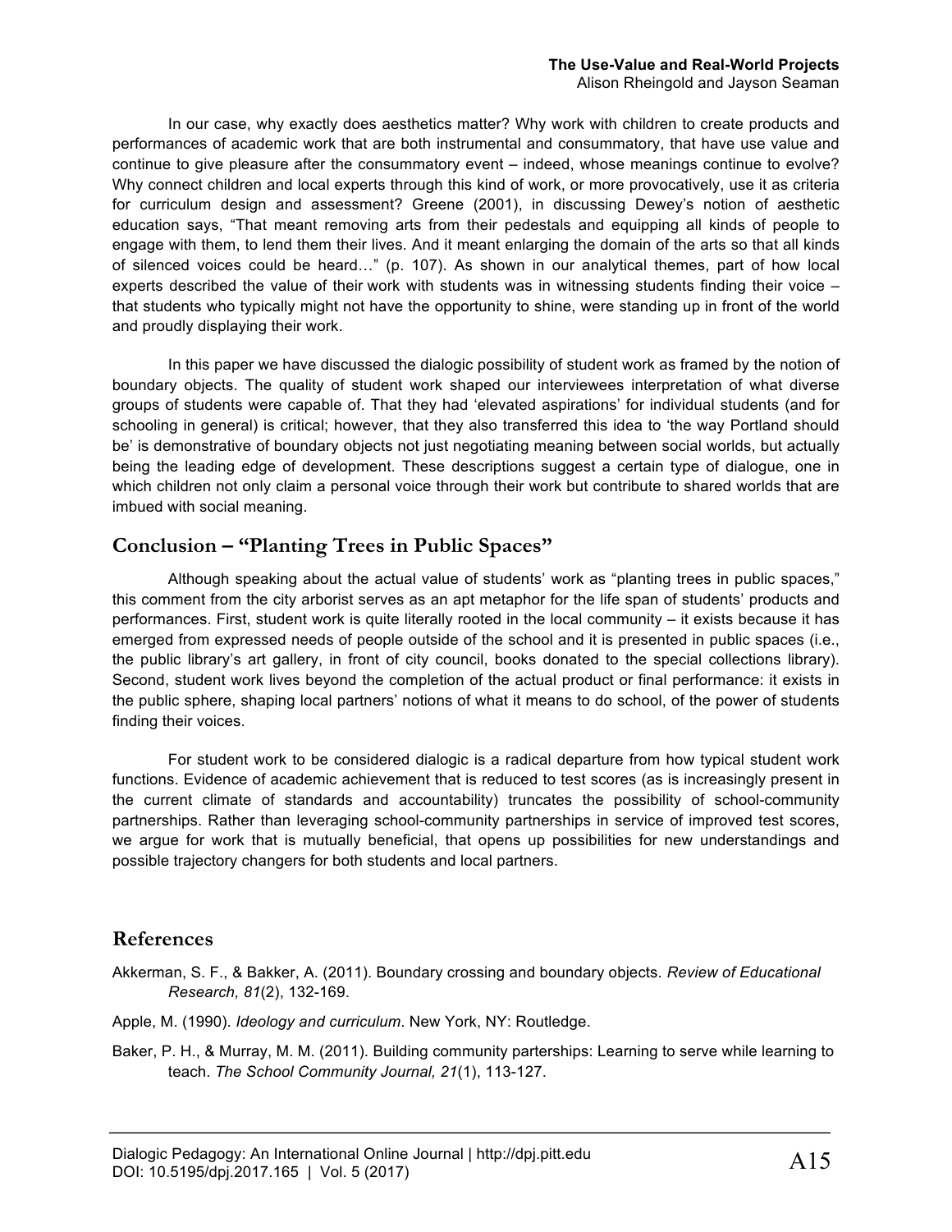In our case, why exactly does aesthetics matter? Why work with children to create products and performances of academic work that are both instrumental and consummatory, that have use value and continue to give pleasure after the consummatory event – indeed, whose meanings continue to evolve? Why connect children and local experts through this kind of work, or more provocatively, use it as criteria for curriculum design and assessment? Greene (2001), in discussing Dewey's notion of aesthetic education says, "That meant removing arts from their pedestals and equipping all kinds of people to engage with them, to lend them their lives. And it meant enlarging the domain of the arts so that all kinds of silenced voices could be heard…" (p. 107). As shown in our analytical themes, part of how local experts described the value of their work with students was in witnessing students finding their voice – that students who typically might not have the opportunity to shine, were standing up in front of the world and proudly displaying their work.

In this paper we have discussed the dialogic possibility of student work as framed by the notion of boundary objects. The quality of student work shaped our interviewees interpretation of what diverse groups of students were capable of. That they had 'elevated aspirations' for individual students (and for schooling in general) is critical; however, that they also transferred this idea to 'the way Portland should be' is demonstrative of boundary objects not just negotiating meaning between social worlds, but actually being the leading edge of development. These descriptions suggest a certain type of dialogue, one in which children not only claim a personal voice through their work but contribute to shared worlds that are imbued with social meaning.

## Conclusion – "Planting Trees in Public Spaces"

Although speaking about the actual value of students' work as "planting trees in public spaces," this comment from the city arborist serves as an apt metaphor for the life span of students' products and performances. First, student work is quite literally rooted in the local community – it exists because it has emerged from expressed needs of people outside of the school and it is presented in public spaces (i.e., the public library's art gallery, in front of city council, books donated to the special collections library). Second, student work lives beyond the completion of the actual product or final performance: it exists in the public sphere, shaping local partners' notions of what it means to do school, of the power of students finding their voices.

For student work to be considered dialogic is a radical departure from how typical student work functions. Evidence of academic achievement that is reduced to test scores (as is increasingly present in the current climate of standards and accountability) truncates the possibility of school-community partnerships. Rather than leveraging school-community partnerships in service of improved test scores, we argue for work that is mutually beneficial, that opens up possibilities for new understandings and possible trajectory changers for both students and local partners.

## References

Akkerman, S. F., & Bakker, A. (2011). Boundary crossing and boundary objects. *Review of Educational Research, 81*(2), 132-169.

Apple, M. (1990). *Ideology and curriculum*. New York, NY: Routledge.

Baker, P. H., & Murray, M. M. (2011). Building community parterships: Learning to serve while learning to teach. *The School Community Journal, 21*(1), 113-127.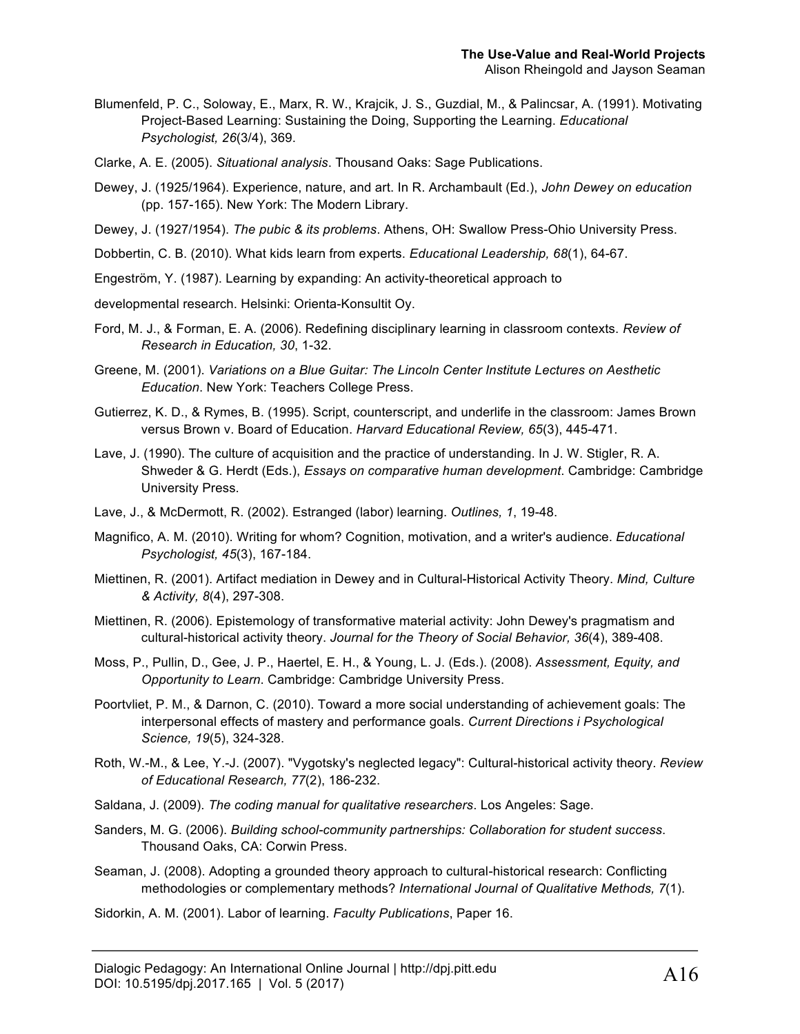Blumenfeld, P. C., Soloway, E., Marx, R. W., Krajcik, J. S., Guzdial, M., & Palincsar, A. (1991). Motivating Project-Based Learning: Sustaining the Doing, Supporting the Learning. *Educational Psychologist, 26*(3/4), 369.

Clarke, A. E. (2005). *Situational analysis*. Thousand Oaks: Sage Publications.

Dewey, J. (1925/1964). Experience, nature, and art. In R. Archambault (Ed.), *John Dewey on education* (pp. 157-165). New York: The Modern Library.

Dewey, J. (1927/1954). *The pubic & its problems*. Athens, OH: Swallow Press-Ohio University Press.

Dobbertin, C. B. (2010). What kids learn from experts. *Educational Leadership, 68*(1), 64-67.

Engeström, Y. (1987). Learning by expanding: An activity-theoretical approach to

developmental research. Helsinki: Orienta-Konsultit Oy.

Ford, M. J., & Forman, E. A. (2006). Redefining disciplinary learning in classroom contexts. *Review of Research in Education, 30*, 1-32.

Greene, M. (2001). *Variations on a Blue Guitar: The Lincoln Center Institute Lectures on Aesthetic Education*. New York: Teachers College Press.

Gutierrez, K. D., & Rymes, B. (1995). Script, counterscript, and underlife in the classroom: James Brown versus Brown v. Board of Education. *Harvard Educational Review, 65*(3), 445-471.

Lave, J. (1990). The culture of acquisition and the practice of understanding. In J. W. Stigler, R. A. Shweder & G. Herdt (Eds.), *Essays on comparative human development*. Cambridge: Cambridge University Press.

Lave, J., & McDermott, R. (2002). Estranged (labor) learning. *Outlines, 1*, 19-48.

Magnifico, A. M. (2010). Writing for whom? Cognition, motivation, and a writer's audience. *Educational Psychologist, 45*(3), 167-184.

Miettinen, R. (2001). Artifact mediation in Dewey and in Cultural-Historical Activity Theory. *Mind, Culture & Activity, 8*(4), 297-308.

Miettinen, R. (2006). Epistemology of transformative material activity: John Dewey's pragmatism and cultural-historical activity theory. *Journal for the Theory of Social Behavior, 36*(4), 389-408.

Moss, P., Pullin, D., Gee, J. P., Haertel, E. H., & Young, L. J. (Eds.). (2008). *Assessment, Equity, and Opportunity to Learn*. Cambridge: Cambridge University Press.

Poortvliet, P. M., & Darnon, C. (2010). Toward a more social understanding of achievement goals: The interpersonal effects of mastery and performance goals. *Current Directions i Psychological Science, 19*(5), 324-328.

Roth, W.-M., & Lee, Y.-J. (2007). "Vygotsky's neglected legacy": Cultural-historical activity theory. *Review of Educational Research, 77*(2), 186-232.

Saldana, J. (2009). *The coding manual for qualitative researchers*. Los Angeles: Sage.

Sanders, M. G. (2006). *Building school-community partnerships: Collaboration for student success*. Thousand Oaks, CA: Corwin Press.

Seaman, J. (2008). Adopting a grounded theory approach to cultural-historical research: Conflicting methodologies or complementary methods? *International Journal of Qualitative Methods, 7*(1).

Sidorkin, A. M. (2001). Labor of learning. *Faculty Publications*, Paper 16.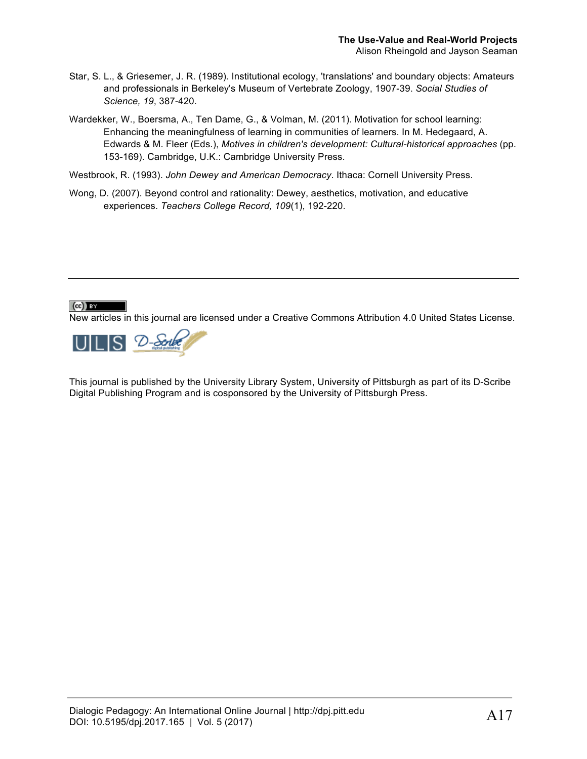Star, S. L., & Griesemer, J. R. (1989). Institutional ecology, 'translations' and boundary objects: Amateurs and professionals in Berkeley's Museum of Vertebrate Zoology, 1907-39. *Social Studies of Science, 19*, 387-420.

Wardekker, W., Boersma, A., Ten Dame, G., & Volman, M. (2011). Motivation for school learning: Enhancing the meaningfulness of learning in communities of learners. In M. Hedegaard, A. Edwards & M. Fleer (Eds.), *Motives in children's development: Cultural-historical approaches* (pp. 153-169). Cambridge, U.K.: Cambridge University Press.

Westbrook, R. (1993). *John Dewey and American Democracy*. Ithaca: Cornell University Press.

Wong, D. (2007). Beyond control and rationality: Dewey, aesthetics, motivation, and educative experiences. *Teachers College Record, 109*(1), 192-220.

---

New articles in this journal are licensed under a Creative Commons Attribution 4.0 United States License.

This journal is published by the University Library System, University of Pittsburgh as part of its D-Scribe Digital Publishing Program and is cosponsored by the University of Pittsburgh Press.